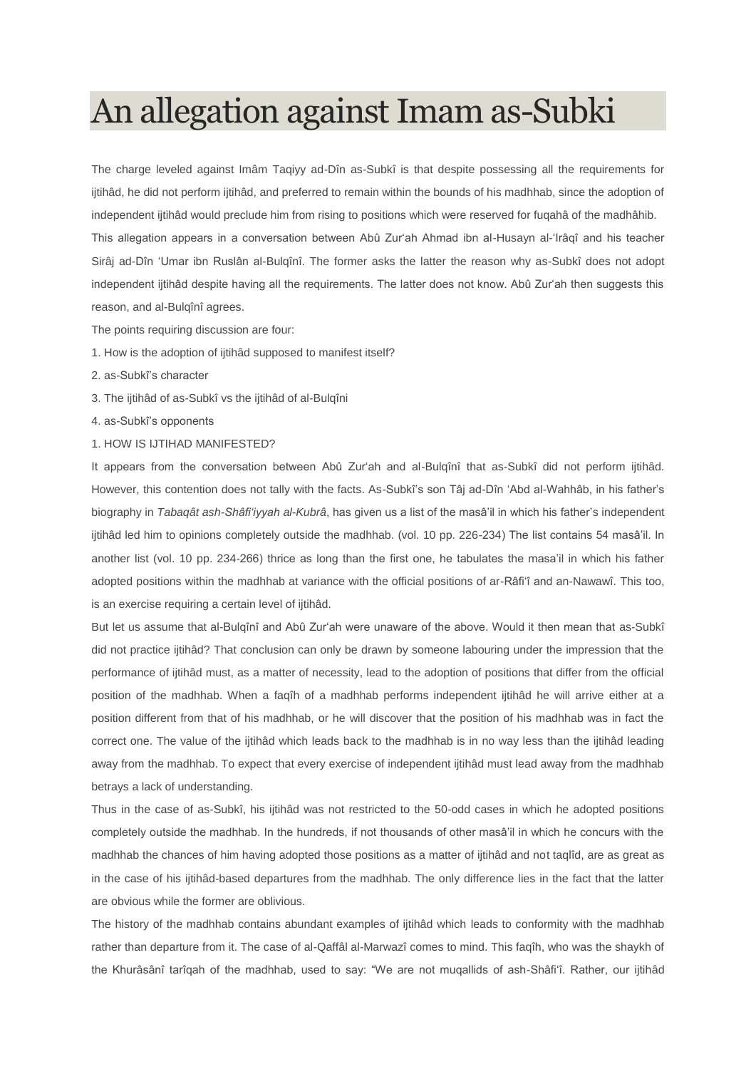# An allegation against Imam as-Subki

The charge leveled against Imâm Taqiyy ad-Dîn as-Subkî is that despite possessing all the requirements for ijtihâd, he did not perform ijtihâd, and preferred to remain within the bounds of his madhhab, since the adoption of independent ijtihâd would preclude him from rising to positions which were reserved for fuqahâ of the madhâhib.

This allegation appears in a conversation between Abû Zur'ah Ahmad ibn al-Husayn al-'Irâqî and his teacher Sirâj ad-Dîn 'Umar ibn Ruslân al-Bulqînî. The former asks the latter the reason why as-Subkî does not adopt independent ijtihâd despite having all the requirements. The latter does not know. Abû Zur'ah then suggests this reason, and al-Bulqînî agrees.

The points requiring discussion are four:

1. How is the adoption of ijtihâd supposed to manifest itself?
2. as-Subkî's character
3. The ijtihâd of as-Subkî vs the ijtihâd of al-Bulqîni
4. as-Subkî's opponents

1. HOW IS IJTIHAD MANIFESTED?

It appears from the conversation between Abû Zur'ah and al-Bulqînî that as-Subkî did not perform ijtihâd. However, this contention does not tally with the facts. As-Subkî's son Tâj ad-Dîn 'Abd al-Wahhâb, in his father's biography in *Tabaqât ash-Shâfi'iyyah al-Kubrâ*, has given us a list of the masâ'il in which his father's independent ijtihâd led him to opinions completely outside the madhhab. (vol. 10 pp. 226-234) The list contains 54 masâ'il. In another list (vol. 10 pp. 234-266) thrice as long than the first one, he tabulates the masa'il in which his father adopted positions within the madhhab at variance with the official positions of ar-Râfi'î and an-Nawawî. This too, is an exercise requiring a certain level of ijtihâd.

But let us assume that al-Bulqînî and Abû Zur'ah were unaware of the above. Would it then mean that as-Subkî did not practice ijtihâd? That conclusion can only be drawn by someone labouring under the impression that the performance of ijtihâd must, as a matter of necessity, lead to the adoption of positions that differ from the official position of the madhhab. When a faqîh of a madhhab performs independent ijtihâd he will arrive either at a position different from that of his madhhab, or he will discover that the position of his madhhab was in fact the correct one. The value of the ijtihâd which leads back to the madhhab is in no way less than the ijtihâd leading away from the madhhab. To expect that every exercise of independent ijtihâd must lead away from the madhhab betrays a lack of understanding.

Thus in the case of as-Subkî, his ijtihâd was not restricted to the 50-odd cases in which he adopted positions completely outside the madhhab. In the hundreds, if not thousands of other masâ'il in which he concurs with the madhhab the chances of him having adopted those positions as a matter of ijtihâd and not taqlîd, are as great as in the case of his ijtihâd-based departures from the madhhab. The only difference lies in the fact that the latter are obvious while the former are oblivious.

The history of the madhhab contains abundant examples of ijtihâd which leads to conformity with the madhhab rather than departure from it. The case of al-Qaffâl al-Marwazî comes to mind. This faqîh, who was the shaykh of the Khurâsânî tarîqah of the madhhab, used to say: "We are not muqallids of ash-Shâfi'î. Rather, our ijtihâd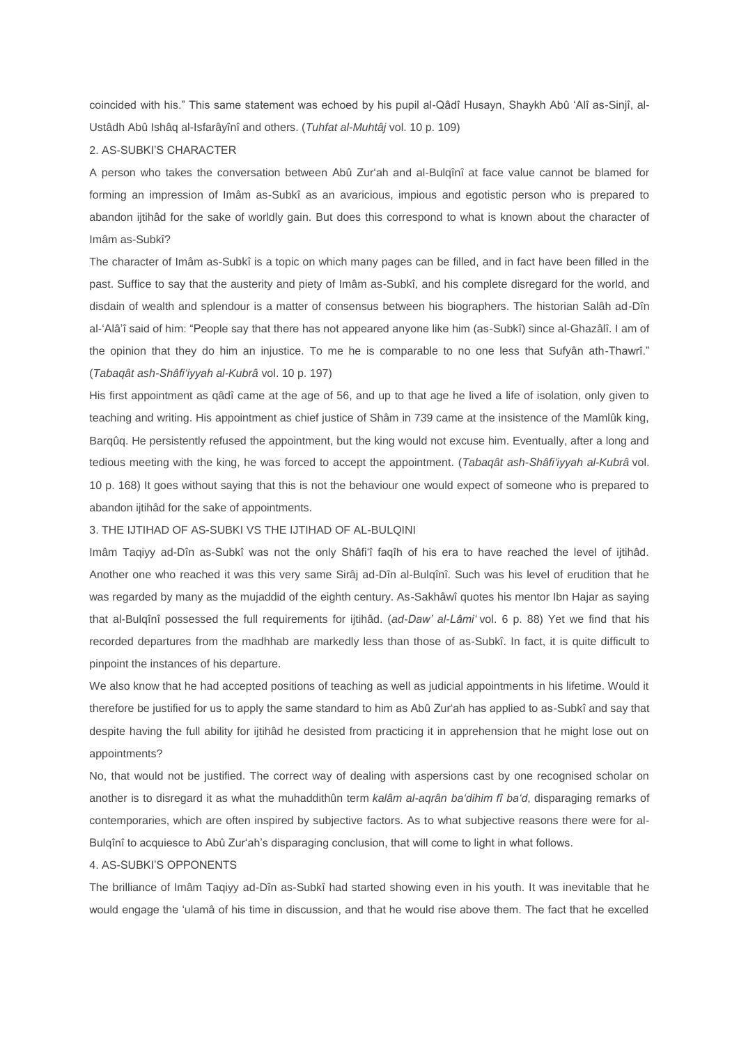coincided with his." This same statement was echoed by his pupil al-Qâdî Husayn, Shaykh Abû 'Alî as-Sinjî, al-Ustâdh Abû Ishâq al-Isfarâyînî and others. (*Tuhfat al-Muhtâj* vol. 10 p. 109)

## 2. AS-SUBKI'S CHARACTER

A person who takes the conversation between Abû Zur'ah and al-Bulqînî at face value cannot be blamed for forming an impression of Imâm as-Subkî as an avaricious, impious and egotistic person who is prepared to abandon ijtihâd for the sake of worldly gain. But does this correspond to what is known about the character of Imâm as-Subkî?

The character of Imâm as-Subkî is a topic on which many pages can be filled, and in fact have been filled in the past. Suffice to say that the austerity and piety of Imâm as-Subkî, and his complete disregard for the world, and disdain of wealth and splendour is a matter of consensus between his biographers. The historian Salâh ad-Dîn al-'Alâ'î said of him: "People say that there has not appeared anyone like him (as-Subkî) since al-Ghazâlî. I am of the opinion that they do him an injustice. To me he is comparable to no one less that Sufyân ath-Thawrî." (*Tabaqât ash-Shâfi'iyyah al-Kubrâ* vol. 10 p. 197)

His first appointment as qâdî came at the age of 56, and up to that age he lived a life of isolation, only given to teaching and writing. His appointment as chief justice of Shâm in 739 came at the insistence of the Mamlûk king, Barqûq. He persistently refused the appointment, but the king would not excuse him. Eventually, after a long and tedious meeting with the king, he was forced to accept the appointment. (*Tabaqât ash-Shâfi'iyyah al-Kubrâ* vol. 10 p. 168) It goes without saying that this is not the behaviour one would expect of someone who is prepared to abandon ijtihâd for the sake of appointments.

## 3. THE IJTIHAD OF AS-SUBKI VS THE IJTIHAD OF AL-BULQINI

Imâm Taqiyy ad-Dîn as-Subkî was not the only Shâfi'î faqîh of his era to have reached the level of ijtihâd. Another one who reached it was this very same Sirâj ad-Dîn al-Bulqînî. Such was his level of erudition that he was regarded by many as the mujaddid of the eighth century. As-Sakhâwî quotes his mentor Ibn Hajar as saying that al-Bulqînî possessed the full requirements for ijtihâd. (*ad-Daw' al-Lâmi'* vol. 6 p. 88) Yet we find that his recorded departures from the madhhab are markedly less than those of as-Subkî. In fact, it is quite difficult to pinpoint the instances of his departure.

We also know that he had accepted positions of teaching as well as judicial appointments in his lifetime. Would it therefore be justified for us to apply the same standard to him as Abû Zur'ah has applied to as-Subkî and say that despite having the full ability for ijtihâd he desisted from practicing it in apprehension that he might lose out on appointments?

No, that would not be justified. The correct way of dealing with aspersions cast by one recognised scholar on another is to disregard it as what the muhaddithûn term *kalâm al-aqrân ba'dihim fî ba'd*, disparaging remarks of contemporaries, which are often inspired by subjective factors. As to what subjective reasons there were for al-Bulqînî to acquiesce to Abû Zur'ah's disparaging conclusion, that will come to light in what follows.

## 4. AS-SUBKI'S OPPONENTS

The brilliance of Imâm Taqiyy ad-Dîn as-Subkî had started showing even in his youth. It was inevitable that he would engage the 'ulamâ of his time in discussion, and that he would rise above them. The fact that he excelled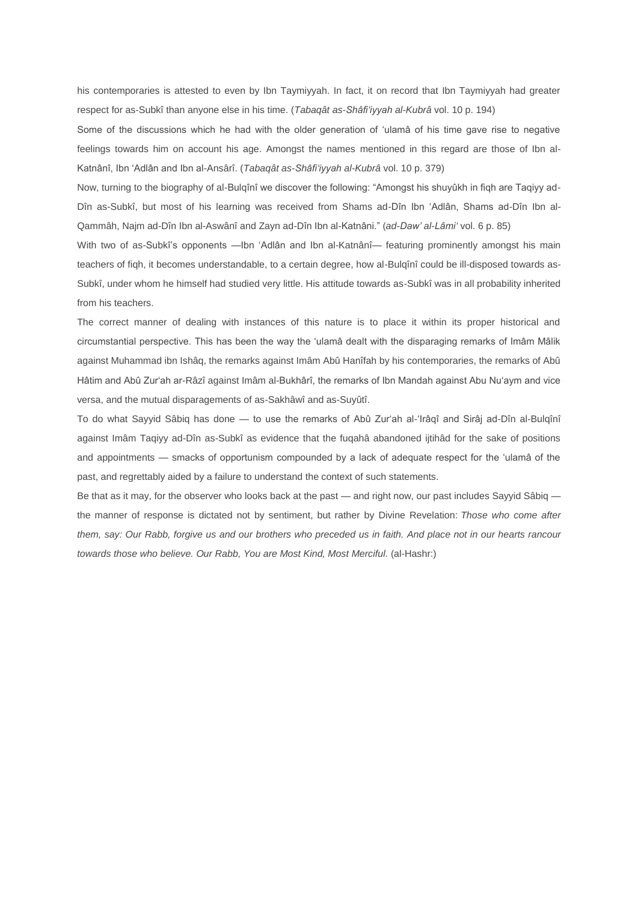his contemporaries is attested to even by Ibn Taymiyyah. In fact, it on record that Ibn Taymiyyah had greater respect for as-Subkî than anyone else in his time. (*Tabaqât as-Shâfi'iyyah al-Kubrâ* vol. 10 p. 194)

Some of the discussions which he had with the older generation of 'ulamâ of his time gave rise to negative feelings towards him on account his age. Amongst the names mentioned in this regard are those of Ibn al-Katnânî, Ibn 'Adlân and Ibn al-Ansârî. (*Tabaqât as-Shâfi'iyyah al-Kubrâ* vol. 10 p. 379)

Now, turning to the biography of al-Bulqînî we discover the following: "Amongst his shuyûkh in fiqh are Taqiyy ad-Dîn as-Subkî, but most of his learning was received from Shams ad-Dîn Ibn 'Adlân, Shams ad-Dîn Ibn al-Qammâh, Najm ad-Dîn Ibn al-Aswânî and Zayn ad-Dîn Ibn al-Katnâni." (*ad-Daw' al-Lâmi'* vol. 6 p. 85)

With two of as-Subkî's opponents —Ibn 'Adlân and Ibn al-Katnânî— featuring prominently amongst his main teachers of fiqh, it becomes understandable, to a certain degree, how al-Bulqînî could be ill-disposed towards as-Subkî, under whom he himself had studied very little. His attitude towards as-Subkî was in all probability inherited from his teachers.

The correct manner of dealing with instances of this nature is to place it within its proper historical and circumstantial perspective. This has been the way the 'ulamâ dealt with the disparaging remarks of Imâm Mâlik against Muhammad ibn Ishâq, the remarks against Imâm Abû Hanîfah by his contemporaries, the remarks of Abû Hâtim and Abû Zur'ah ar-Râzî against Imâm al-Bukhârî, the remarks of Ibn Mandah against Abu Nu'aym and vice versa, and the mutual disparagements of as-Sakhâwî and as-Suyûtî.

To do what Sayyid Sâbiq has done — to use the remarks of Abû Zur'ah al-'Irâqî and Sirâj ad-Dîn al-Bulqînî against Imâm Taqiyy ad-Dîn as-Subkî as evidence that the fuqahâ abandoned ijtihâd for the sake of positions and appointments — smacks of opportunism compounded by a lack of adequate respect for the 'ulamâ of the past, and regrettably aided by a failure to understand the context of such statements.

Be that as it may, for the observer who looks back at the past — and right now, our past includes Sayyid Sâbiq — the manner of response is dictated not by sentiment, but rather by Divine Revelation: *Those who come after them, say: Our Rabb, forgive us and our brothers who preceded us in faith. And place not in our hearts rancour towards those who believe. Our Rabb, You are Most Kind, Most Merciful.* (al-Hashr:)